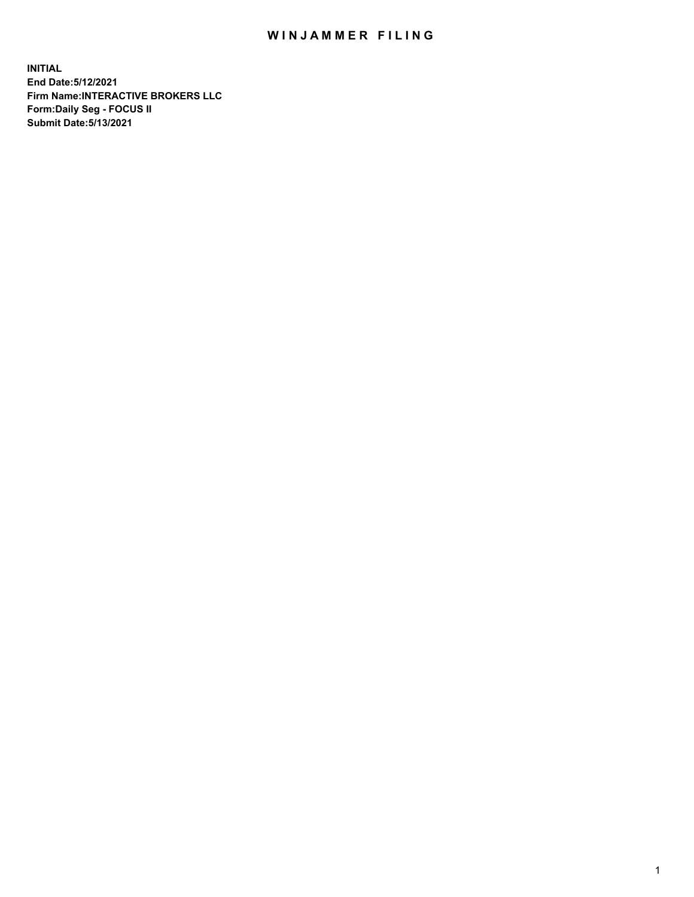# WINJAMMER FILING

**INITIAL**
**End Date:5/12/2021**
**Firm Name:INTERACTIVE BROKERS LLC**
**Form:Daily Seg - FOCUS II**
**Submit Date:5/13/2021**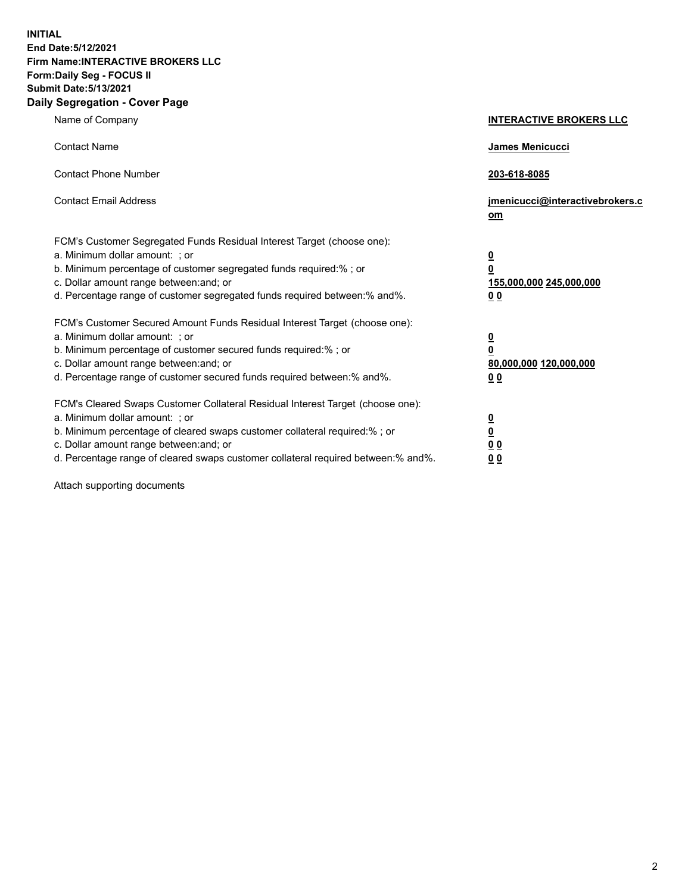**INITIAL**
**End Date:5/12/2021**
**Firm Name:INTERACTIVE BROKERS LLC**
**Form:Daily Seg - FOCUS II**
**Submit Date:5/13/2021**

## Daily Segregation - Cover Page

| | |
|---|---|
| Name of Company | **INTERACTIVE BROKERS LLC** |
| Contact Name | **James Menicucci** |
| Contact Phone Number | **203-618-8085** |
| Contact Email Address | **jmenicucci@interactivebrokers.com** |

FCM's Customer Segregated Funds Residual Interest Target (choose one):

| | |
|---|---|
| a. Minimum dollar amount: ; or | **0** |
| b. Minimum percentage of customer segregated funds required:% ; or | **0** |
| c. Dollar amount range between:and; or | **155,000,000 245,000,000** |
| d. Percentage range of customer segregated funds required between:% and%. | **0 0** |

FCM's Customer Secured Amount Funds Residual Interest Target (choose one):

| | |
|---|---|
| a. Minimum dollar amount: ; or | **0** |
| b. Minimum percentage of customer secured funds required:% ; or | **0** |
| c. Dollar amount range between:and; or | **80,000,000 120,000,000** |
| d. Percentage range of customer secured funds required between:% and%. | **0 0** |

FCM's Cleared Swaps Customer Collateral Residual Interest Target (choose one):

| | |
|---|---|
| a. Minimum dollar amount: ; or | **0** |
| b. Minimum percentage of cleared swaps customer collateral required:% ; or | **0** |
| c. Dollar amount range between:and; or | **0 0** |
| d. Percentage range of cleared swaps customer collateral required between:% and%. | **0 0** |

Attach supporting documents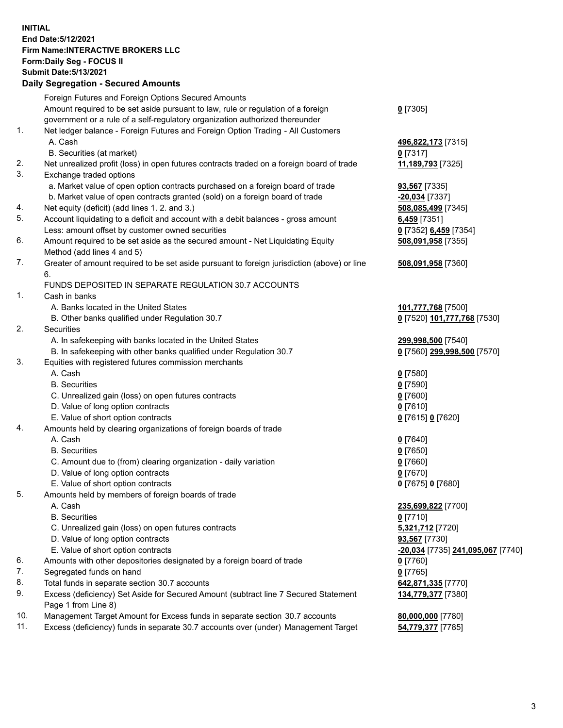**INITIAL**
**End Date:5/12/2021**
**Firm Name:INTERACTIVE BROKERS LLC**
**Form:Daily Seg - FOCUS II**
**Submit Date:5/13/2021**

## Daily Segregation - Secured Amounts

| | | |
|---|---|---|
| | Foreign Futures and Foreign Options Secured Amounts | |
| | Amount required to be set aside pursuant to law, rule or regulation of a foreign government or a rule of a self-regulatory organization authorized thereunder | **0** [7305] |
| 1. | Net ledger balance - Foreign Futures and Foreign Option Trading - All Customers | |
| | A. Cash | **496,822,173** [7315] |
| | B. Securities (at market) | **0** [7317] |
| 2. | Net unrealized profit (loss) in open futures contracts traded on a foreign board of trade | **11,189,793** [7325] |
| 3. | Exchange traded options | |
| | a. Market value of open option contracts purchased on a foreign board of trade | **93,567** [7335] |
| | b. Market value of open contracts granted (sold) on a foreign board of trade | **-20,034** [7337] |
| 4. | Net equity (deficit) (add lines 1. 2. and 3.) | **508,085,499** [7345] |
| 5. | Account liquidating to a deficit and account with a debit balances - gross amount | **6,459** [7351] |
| | Less: amount offset by customer owned securities | **0** [7352] **6,459** [7354] |
| 6. | Amount required to be set aside as the secured amount - Net Liquidating Equity Method (add lines 4 and 5) | **508,091,958** [7355] |
| 7. | Greater of amount required to be set aside pursuant to foreign jurisdiction (above) or line 6. | **508,091,958** [7360] |
| | FUNDS DEPOSITED IN SEPARATE REGULATION 30.7 ACCOUNTS | |
| 1. | Cash in banks | |
| | A. Banks located in the United States | **101,777,768** [7500] |
| | B. Other banks qualified under Regulation 30.7 | **0** [7520] **101,777,768** [7530] |
| 2. | Securities | |
| | A. In safekeeping with banks located in the United States | **299,998,500** [7540] |
| | B. In safekeeping with other banks qualified under Regulation 30.7 | **0** [7560] **299,998,500** [7570] |
| 3. | Equities with registered futures commission merchants | |
| | A. Cash | **0** [7580] |
| | B. Securities | **0** [7590] |
| | C. Unrealized gain (loss) on open futures contracts | **0** [7600] |
| | D. Value of long option contracts | **0** [7610] |
| | E. Value of short option contracts | **0** [7615] **0** [7620] |
| 4. | Amounts held by clearing organizations of foreign boards of trade | |
| | A. Cash | **0** [7640] |
| | B. Securities | **0** [7650] |
| | C. Amount due to (from) clearing organization - daily variation | **0** [7660] |
| | D. Value of long option contracts | **0** [7670] |
| | E. Value of short option contracts | **0** [7675] **0** [7680] |
| 5. | Amounts held by members of foreign boards of trade | |
| | A. Cash | **235,699,822** [7700] |
| | B. Securities | **0** [7710] |
| | C. Unrealized gain (loss) on open futures contracts | **5,321,712** [7720] |
| | D. Value of long option contracts | **93,567** [7730] |
| | E. Value of short option contracts | **-20,034** [7735] **241,095,067** [7740] |
| 6. | Amounts with other depositories designated by a foreign board of trade | **0** [7760] |
| 7. | Segregated funds on hand | **0** [7765] |
| 8. | Total funds in separate section 30.7 accounts | **642,871,335** [7770] |
| 9. | Excess (deficiency) Set Aside for Secured Amount (subtract line 7 Secured Statement Page 1 from Line 8) | **134,779,377** [7380] |
| 10. | Management Target Amount for Excess funds in separate section 30.7 accounts | **80,000,000** [7780] |
| 11. | Excess (deficiency) funds in separate 30.7 accounts over (under) Management Target | **54,779,377** [7785] |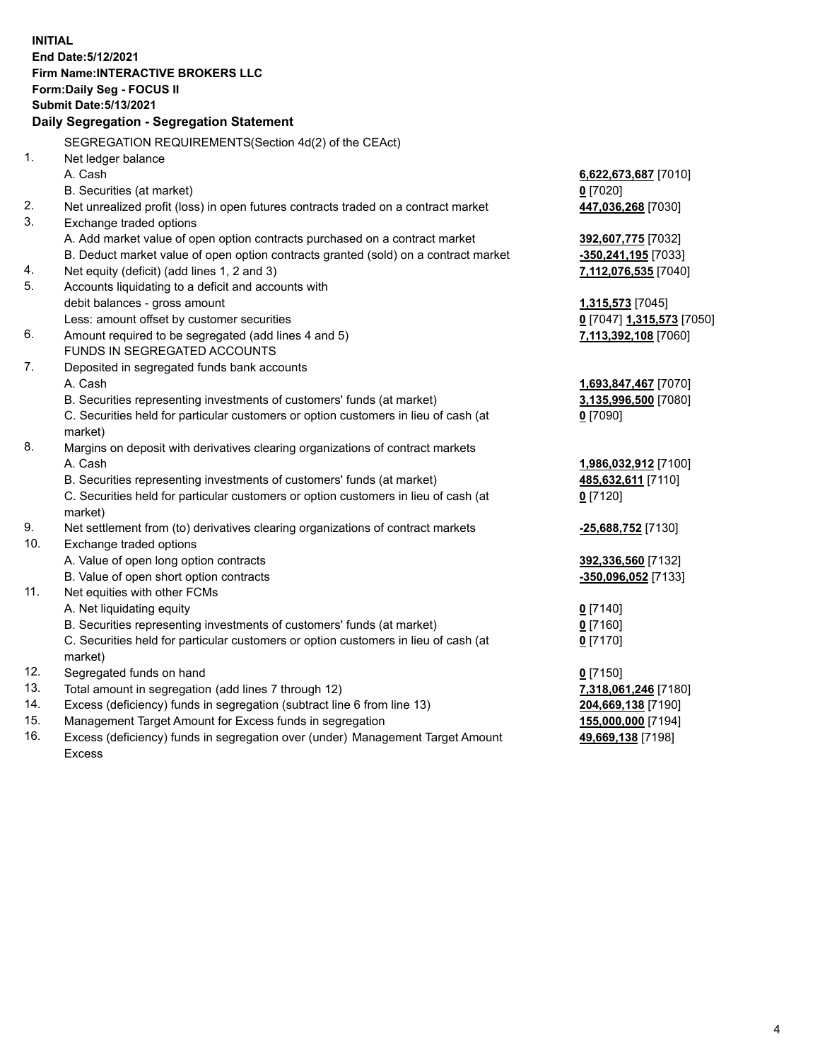**INITIAL**
**End Date:5/12/2021**
**Firm Name:INTERACTIVE BROKERS LLC**
**Form:Daily Seg - FOCUS II**
**Submit Date:5/13/2021**

## Daily Segregation - Segregation Statement

| | | |
|---|---|---|
| | SEGREGATION REQUIREMENTS(Section 4d(2) of the CEAct) | |
| 1. | Net ledger balance | |
| | A. Cash | 6,622,673,687 [7010] |
| | B. Securities (at market) | 0 [7020] |
| 2. | Net unrealized profit (loss) in open futures contracts traded on a contract market | 447,036,268 [7030] |
| 3. | Exchange traded options | |
| | A. Add market value of open option contracts purchased on a contract market | 392,607,775 [7032] |
| | B. Deduct market value of open option contracts granted (sold) on a contract market | -350,241,195 [7033] |
| 4. | Net equity (deficit) (add lines 1, 2 and 3) | 7,112,076,535 [7040] |
| 5. | Accounts liquidating to a deficit and accounts with | |
| | debit balances - gross amount | 1,315,573 [7045] |
| | Less: amount offset by customer securities | 0 [7047] 1,315,573 [7050] |
| 6. | Amount required to be segregated (add lines 4 and 5) | 7,113,392,108 [7060] |
| | FUNDS IN SEGREGATED ACCOUNTS | |
| 7. | Deposited in segregated funds bank accounts | |
| | A. Cash | 1,693,847,467 [7070] |
| | B. Securities representing investments of customers' funds (at market) | 3,135,996,500 [7080] |
| | C. Securities held for particular customers or option customers in lieu of cash (at market) | 0 [7090] |
| 8. | Margins on deposit with derivatives clearing organizations of contract markets | |
| | A. Cash | 1,986,032,912 [7100] |
| | B. Securities representing investments of customers' funds (at market) | 485,632,611 [7110] |
| | C. Securities held for particular customers or option customers in lieu of cash (at market) | 0 [7120] |
| 9. | Net settlement from (to) derivatives clearing organizations of contract markets | -25,688,752 [7130] |
| 10. | Exchange traded options | |
| | A. Value of open long option contracts | 392,336,560 [7132] |
| | B. Value of open short option contracts | -350,096,052 [7133] |
| 11. | Net equities with other FCMs | |
| | A. Net liquidating equity | 0 [7140] |
| | B. Securities representing investments of customers' funds (at market) | 0 [7160] |
| | C. Securities held for particular customers or option customers in lieu of cash (at market) | 0 [7170] |
| 12. | Segregated funds on hand | 0 [7150] |
| 13. | Total amount in segregation (add lines 7 through 12) | 7,318,061,246 [7180] |
| 14. | Excess (deficiency) funds in segregation (subtract line 6 from line 13) | 204,669,138 [7190] |
| 15. | Management Target Amount for Excess funds in segregation | 155,000,000 [7194] |
| 16. | Excess (deficiency) funds in segregation over (under) Management Target Amount Excess | 49,669,138 [7198] |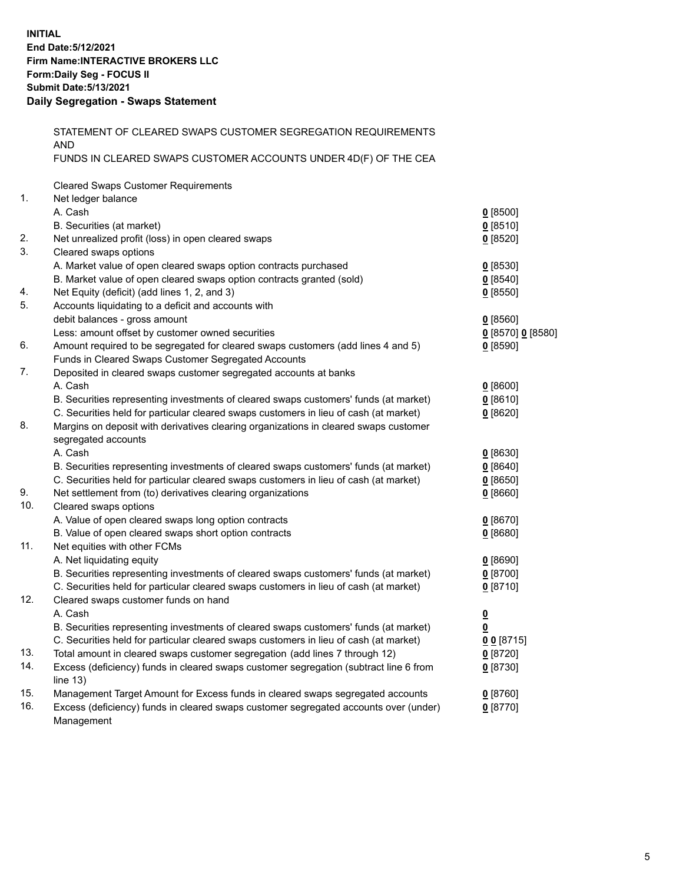**INITIAL**
**End Date:5/12/2021**
**Firm Name:INTERACTIVE BROKERS LLC**
**Form:Daily Seg - FOCUS II**
**Submit Date:5/13/2021**
**Daily Segregation - Swaps Statement**

STATEMENT OF CLEARED SWAPS CUSTOMER SEGREGATION REQUIREMENTS AND
FUNDS IN CLEARED SWAPS CUSTOMER ACCOUNTS UNDER 4D(F) OF THE CEA

| | | |
|---|---|---|
| | Cleared Swaps Customer Requirements | |
| 1. | Net ledger balance | |
| | A. Cash | 0 [8500] |
| | B. Securities (at market) | 0 [8510] |
| 2. | Net unrealized profit (loss) in open cleared swaps | 0 [8520] |
| 3. | Cleared swaps options | |
| | A. Market value of open cleared swaps option contracts purchased | 0 [8530] |
| | B. Market value of open cleared swaps option contracts granted (sold) | 0 [8540] |
| 4. | Net Equity (deficit) (add lines 1, 2, and 3) | 0 [8550] |
| 5. | Accounts liquidating to a deficit and accounts with debit balances - gross amount | 0 [8560] |
| | Less: amount offset by customer owned securities | 0 [8570] 0 [8580] |
| 6. | Amount required to be segregated for cleared swaps customers (add lines 4 and 5) | 0 [8590] |
| | Funds in Cleared Swaps Customer Segregated Accounts | |
| 7. | Deposited in cleared swaps customer segregated accounts at banks | |
| | A. Cash | 0 [8600] |
| | B. Securities representing investments of cleared swaps customers' funds (at market) | 0 [8610] |
| | C. Securities held for particular cleared swaps customers in lieu of cash (at market) | 0 [8620] |
| 8. | Margins on deposit with derivatives clearing organizations in cleared swaps customer segregated accounts | |
| | A. Cash | 0 [8630] |
| | B. Securities representing investments of cleared swaps customers' funds (at market) | 0 [8640] |
| | C. Securities held for particular cleared swaps customers in lieu of cash (at market) | 0 [8650] |
| 9. | Net settlement from (to) derivatives clearing organizations | 0 [8660] |
| 10. | Cleared swaps options | |
| | A. Value of open cleared swaps long option contracts | 0 [8670] |
| | B. Value of open cleared swaps short option contracts | 0 [8680] |
| 11. | Net equities with other FCMs | |
| | A. Net liquidating equity | 0 [8690] |
| | B. Securities representing investments of cleared swaps customers' funds (at market) | 0 [8700] |
| | C. Securities held for particular cleared swaps customers in lieu of cash (at market) | 0 [8710] |
| 12. | Cleared swaps customer funds on hand | |
| | A. Cash | 0 |
| | B. Securities representing investments of cleared swaps customers' funds (at market) | 0 |
| | C. Securities held for particular cleared swaps customers in lieu of cash (at market) | 0 0 [8715] |
| 13. | Total amount in cleared swaps customer segregation (add lines 7 through 12) | 0 [8720] |
| 14. | Excess (deficiency) funds in cleared swaps customer segregation (subtract line 6 from line 13) | 0 [8730] |
| 15. | Management Target Amount for Excess funds in cleared swaps segregated accounts | 0 [8760] |
| 16. | Excess (deficiency) funds in cleared swaps customer segregated accounts over (under) Management | 0 [8770] |